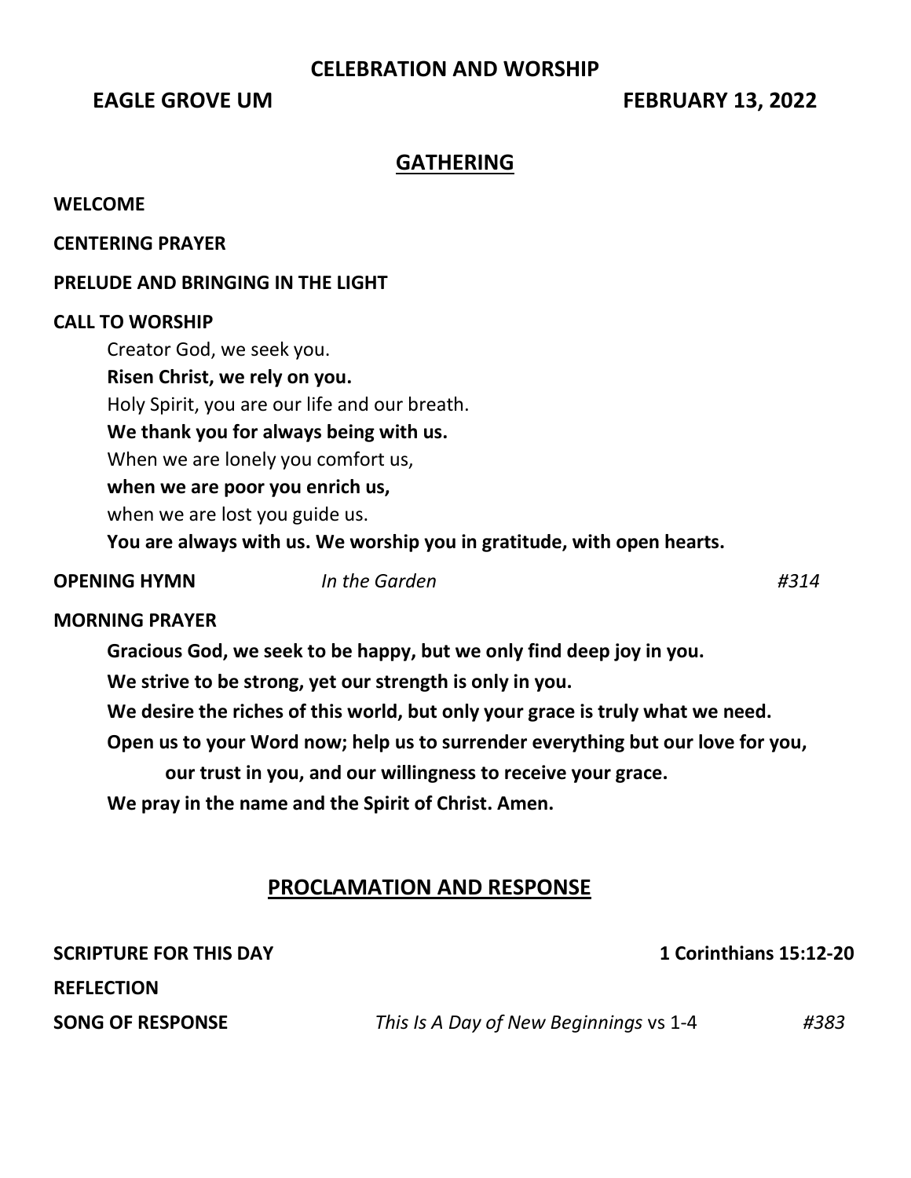# CELEBRATION AND WORSHIP

**EAGLE GROVE UM** **FEBRUARY 13, 2022**

## GATHERING

**WELCOME**

**CENTERING PRAYER**

**PRELUDE AND BRINGING IN THE LIGHT**

**CALL TO WORSHIP**

Creator God, we seek you.
**Risen Christ, we rely on you.**
Holy Spirit, you are our life and our breath.
**We thank you for always being with us.**
When we are lonely you comfort us,
**when we are poor you enrich us,**
when we are lost you guide us.
**You are always with us. We worship you in gratitude, with open hearts.**

**OPENING HYMN** *In the Garden* *#314*

**MORNING PRAYER**

**Gracious God, we seek to be happy, but we only find deep joy in you.**
**We strive to be strong, yet our strength is only in you.**
**We desire the riches of this world, but only your grace is truly what we need.**
**Open us to your Word now; help us to surrender everything but our love for you, our trust in you, and our willingness to receive your grace.**
**We pray in the name and the Spirit of Christ. Amen.**

## PROCLAMATION AND RESPONSE

**SCRIPTURE FOR THIS DAY** **1 Corinthians 15:12-20**

**REFLECTION**

**SONG OF RESPONSE** *This Is A Day of New Beginnings* vs 1-4 *#383*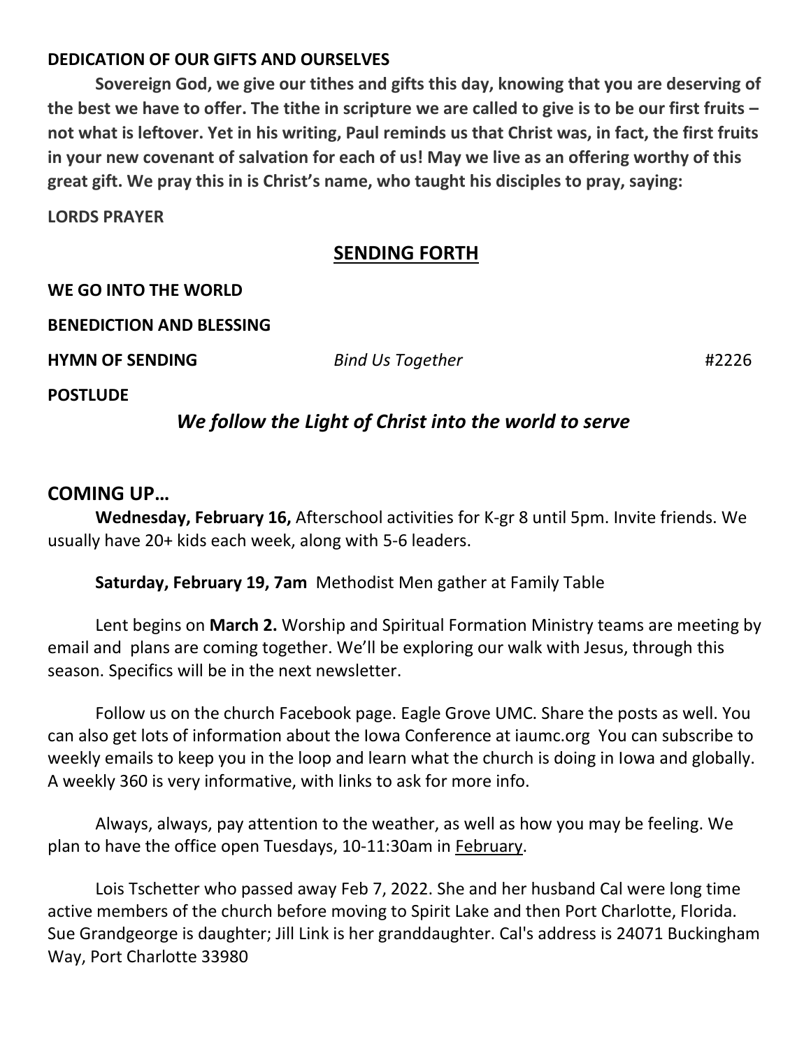**DEDICATION OF OUR GIFTS AND OURSELVES**

**Sovereign God, we give our tithes and gifts this day, knowing that you are deserving of the best we have to offer. The tithe in scripture we are called to give is to be our first fruits – not what is leftover. Yet in his writing, Paul reminds us that Christ was, in fact, the first fruits in your new covenant of salvation for each of us! May we live as an offering worthy of this great gift. We pray this in is Christ's name, who taught his disciples to pray, saying:**

**LORDS PRAYER**

## SENDING FORTH

**WE GO INTO THE WORLD**

**BENEDICTION AND BLESSING**

**HYMN OF SENDING** *Bind Us Together* #2226

**POSTLUDE**

***We follow the Light of Christ into the world to serve***

## COMING UP…

**Wednesday, February 16,** Afterschool activities for K-gr 8 until 5pm. Invite friends. We usually have 20+ kids each week, along with 5-6 leaders.

**Saturday, February 19, 7am** Methodist Men gather at Family Table

Lent begins on **March 2.** Worship and Spiritual Formation Ministry teams are meeting by email and plans are coming together. We'll be exploring our walk with Jesus, through this season. Specifics will be in the next newsletter.

Follow us on the church Facebook page. Eagle Grove UMC. Share the posts as well. You can also get lots of information about the Iowa Conference at iaumc.org You can subscribe to weekly emails to keep you in the loop and learn what the church is doing in Iowa and globally. A weekly 360 is very informative, with links to ask for more info.

Always, always, pay attention to the weather, as well as how you may be feeling. We plan to have the office open Tuesdays, 10-11:30am in February.

Lois Tschetter who passed away Feb 7, 2022. She and her husband Cal were long time active members of the church before moving to Spirit Lake and then Port Charlotte, Florida. Sue Grandgeorge is daughter; Jill Link is her granddaughter. Cal's address is 24071 Buckingham Way, Port Charlotte 33980